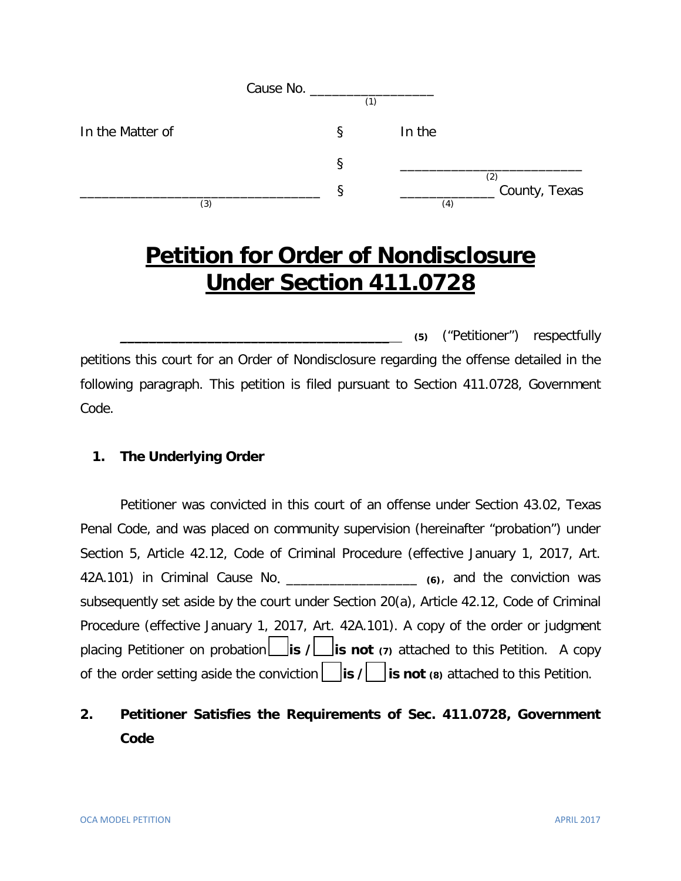Cause No. _______________ (1)

| In the Matter of | § | In the |
|---|---|---|
| | § | _______________________ (2) |
| _______________________________ (3) | § | ___________ (4) County, Texas |

# Petition for Order of Nondisclosure Under Section 411.0728

___________________________________ **(5)** ("Petitioner") respectfully petitions this court for an Order of Nondisclosure regarding the offense detailed in the following paragraph. This petition is filed pursuant to Section 411.0728, Government Code.

## 1. The Underlying Order

Petitioner was convicted in this court of an offense under Section 43.02, Texas Penal Code, and was placed on community supervision (hereinafter "probation") under Section 5, Article 42.12, Code of Criminal Procedure (effective January 1, 2017, Art. 42A.101) in Criminal Cause No. _________________ **(6)**, and the conviction was subsequently set aside by the court under Section 20(a), Article 42.12, Code of Criminal Procedure (effective January 1, 2017, Art. 42A.101). A copy of the order or judgment placing Petitioner on probation ☐ **is /** ☐ **is not (7)** attached to this Petition. A copy of the order setting aside the conviction ☐ **is /** ☐ **is not (8)** attached to this Petition.

## 2. Petitioner Satisfies the Requirements of Sec. 411.0728, Government Code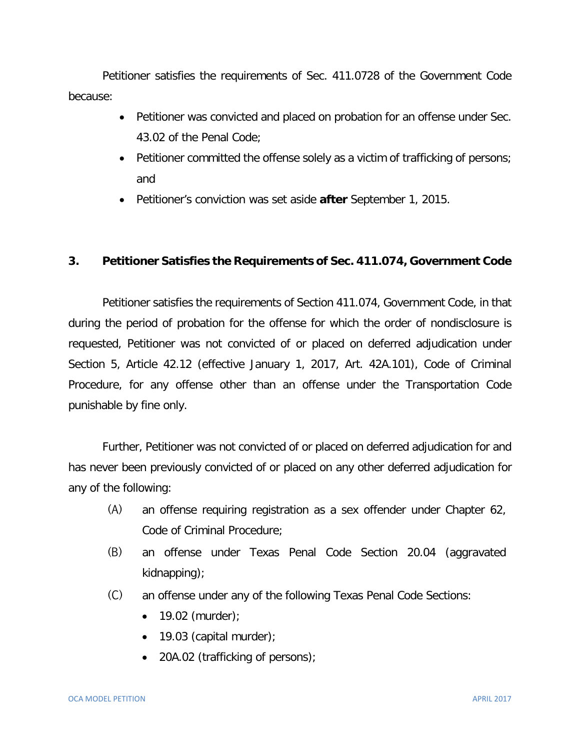Petitioner satisfies the requirements of Sec. 411.0728 of the Government Code because:

- Petitioner was convicted and placed on probation for an offense under Sec. 43.02 of the Penal Code;
- Petitioner committed the offense solely as a victim of trafficking of persons; and
- Petitioner's conviction was set aside **after** September 1, 2015.

### 3. Petitioner Satisfies the Requirements of Sec. 411.074, Government Code

Petitioner satisfies the requirements of Section 411.074, Government Code, in that during the period of probation for the offense for which the order of nondisclosure is requested, Petitioner was not convicted of or placed on deferred adjudication under Section 5, Article 42.12 (effective January 1, 2017, Art. 42A.101), Code of Criminal Procedure, for any offense other than an offense under the Transportation Code punishable by fine only.

Further, Petitioner was not convicted of or placed on deferred adjudication for and has never been previously convicted of or placed on any other deferred adjudication for any of the following:

(A) an offense requiring registration as a sex offender under Chapter 62, Code of Criminal Procedure;

(B) an offense under Texas Penal Code Section 20.04 (aggravated kidnapping);

(C) an offense under any of the following Texas Penal Code Sections:

- 19.02 (murder);
- 19.03 (capital murder);
- 20A.02 (trafficking of persons);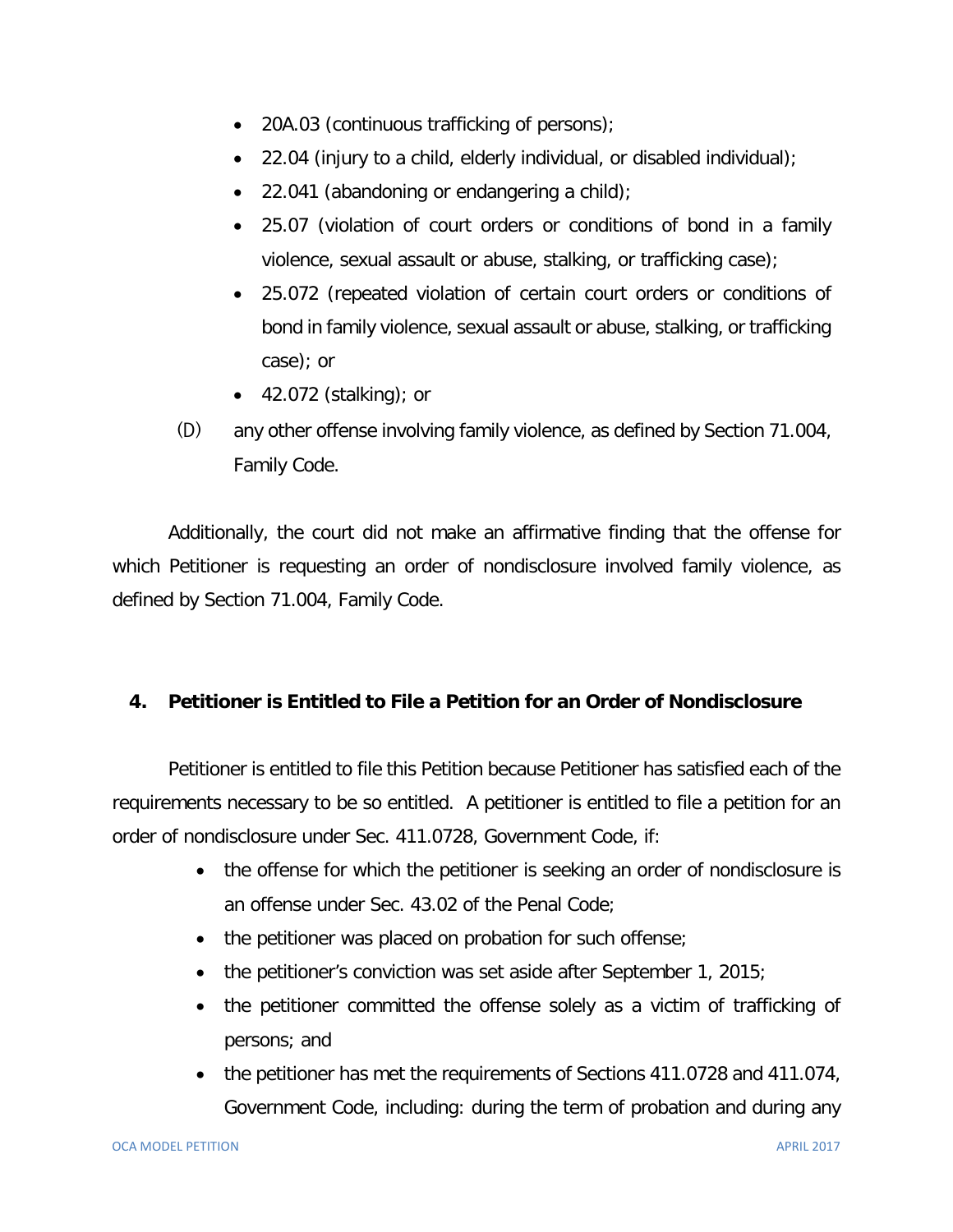- 20A.03 (continuous trafficking of persons);
- 22.04 (injury to a child, elderly individual, or disabled individual);
- 22.041 (abandoning or endangering a child);
- 25.07 (violation of court orders or conditions of bond in a family violence, sexual assault or abuse, stalking, or trafficking case);
- 25.072 (repeated violation of certain court orders or conditions of bond in family violence, sexual assault or abuse, stalking, or trafficking case); or
- 42.072 (stalking); or

(D) any other offense involving family violence, as defined by Section 71.004, Family Code.

Additionally, the court did not make an affirmative finding that the offense for which Petitioner is requesting an order of nondisclosure involved family violence, as defined by Section 71.004, Family Code.

## 4. Petitioner is Entitled to File a Petition for an Order of Nondisclosure

Petitioner is entitled to file this Petition because Petitioner has satisfied each of the requirements necessary to be so entitled. A petitioner is entitled to file a petition for an order of nondisclosure under Sec. 411.0728, Government Code, if:

- the offense for which the petitioner is seeking an order of nondisclosure is an offense under Sec. 43.02 of the Penal Code;
- the petitioner was placed on probation for such offense;
- the petitioner's conviction was set aside after September 1, 2015;
- the petitioner committed the offense solely as a victim of trafficking of persons; and
- the petitioner has met the requirements of Sections 411.0728 and 411.074, Government Code, including: during the term of probation and during any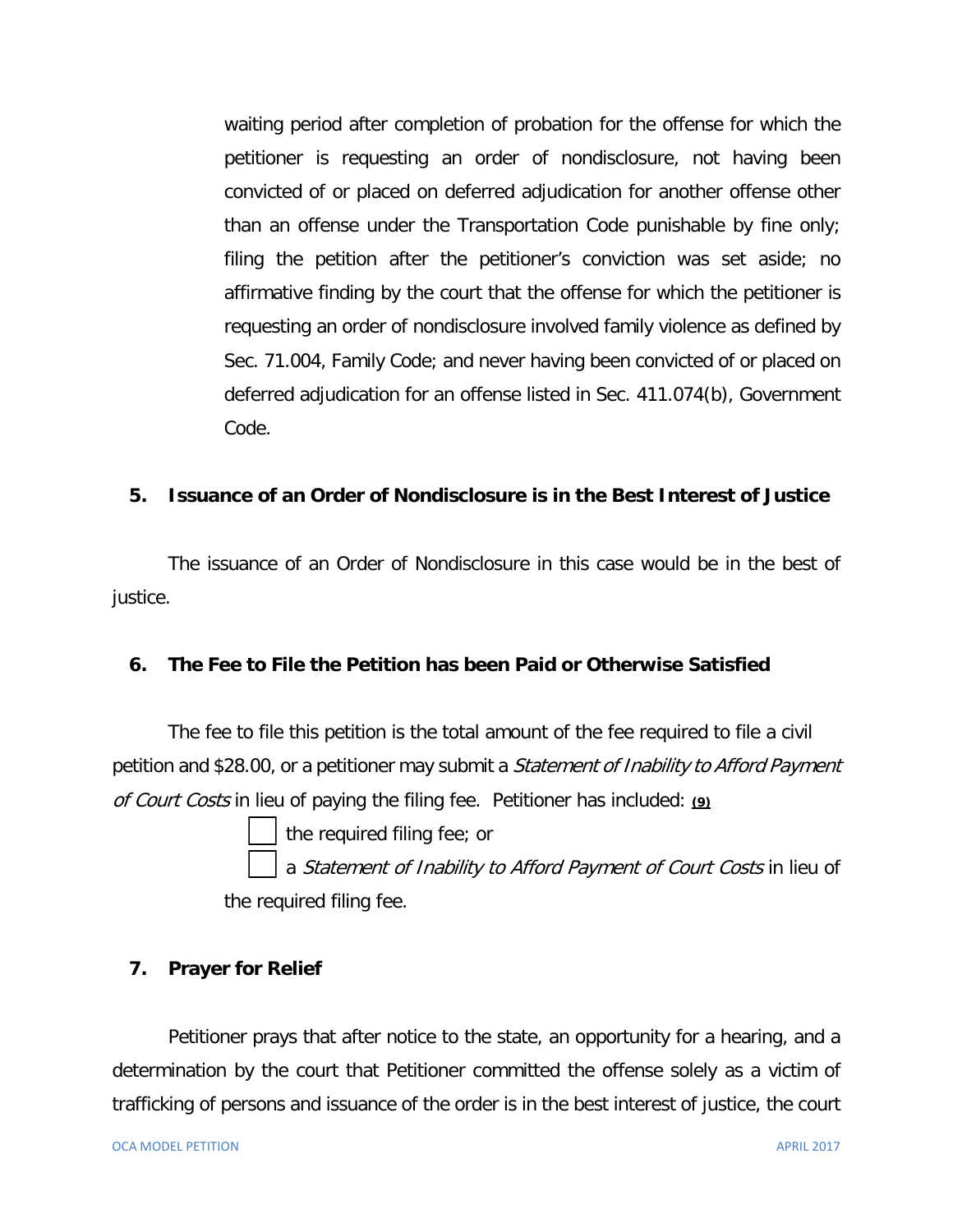waiting period after completion of probation for the offense for which the petitioner is requesting an order of nondisclosure, not having been convicted of or placed on deferred adjudication for another offense other than an offense under the Transportation Code punishable by fine only; filing the petition after the petitioner's conviction was set aside; no affirmative finding by the court that the offense for which the petitioner is requesting an order of nondisclosure involved family violence as defined by Sec. 71.004, Family Code; and never having been convicted of or placed on deferred adjudication for an offense listed in Sec. 411.074(b), Government Code.

**5. Issuance of an Order of Nondisclosure is in the Best Interest of Justice**

The issuance of an Order of Nondisclosure in this case would be in the best of justice.

**6. The Fee to File the Petition has been Paid or Otherwise Satisfied**

The fee to file this petition is the total amount of the fee required to file a civil petition and $28.00, or a petitioner may submit a *Statement of Inability to Afford Payment of Court Costs* in lieu of paying the filing fee. Petitioner has included: **(9)**

- ☐ the required filing fee; or
- ☐ a *Statement of Inability to Afford Payment of Court Costs* in lieu of the required filing fee.

**7. Prayer for Relief**

Petitioner prays that after notice to the state, an opportunity for a hearing, and a determination by the court that Petitioner committed the offense solely as a victim of trafficking of persons and issuance of the order is in the best interest of justice, the court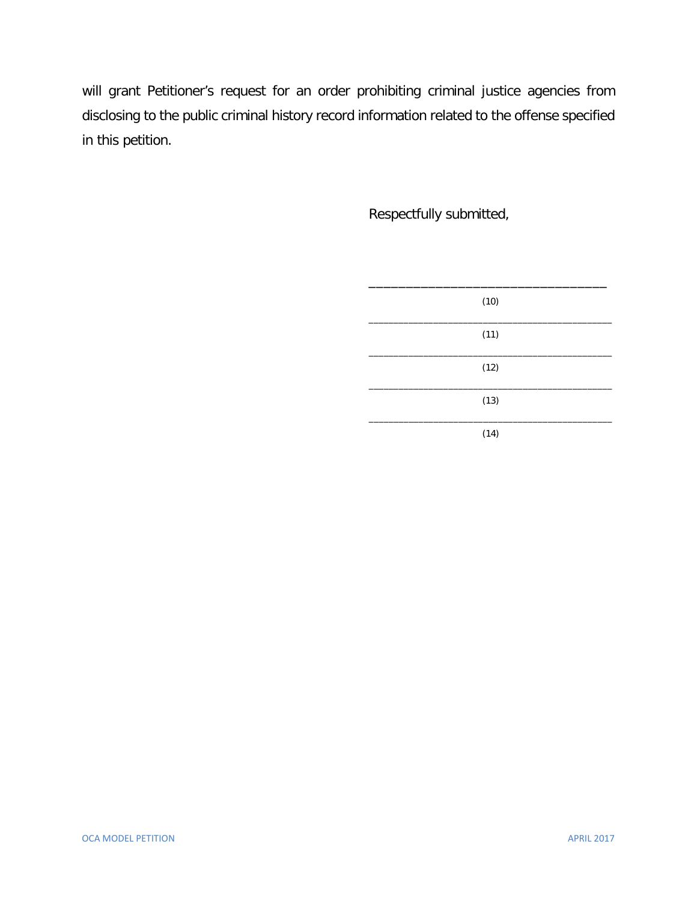will grant Petitioner's request for an order prohibiting criminal justice agencies from disclosing to the public criminal history record information related to the offense specified in this petition.

Respectfully submitted,

_________________________________

(10)

_________________________________

(11)

_________________________________

(12)

_________________________________

(13)

_________________________________

(14)